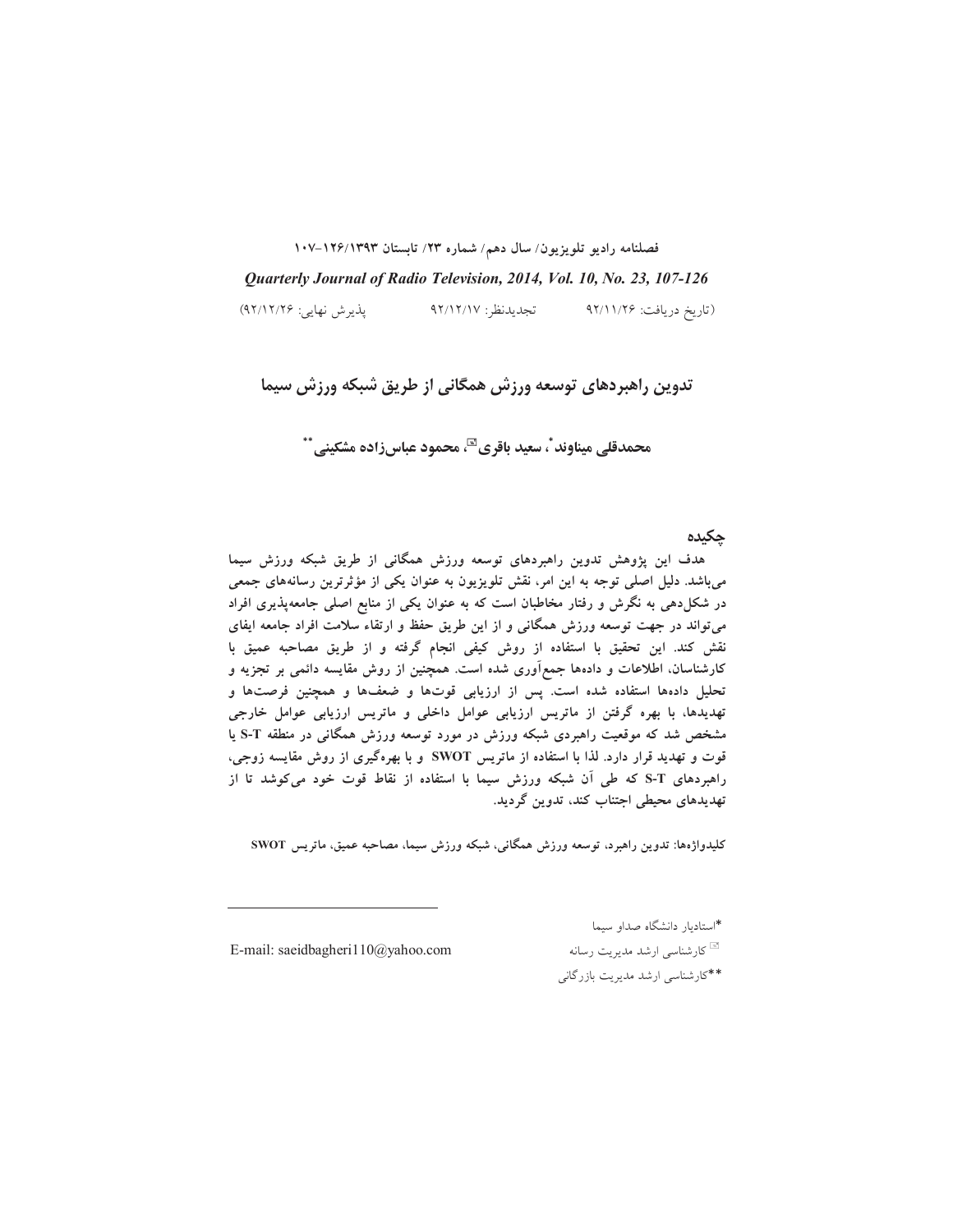فصلنامه رادیو تلویزیون/ سال دهم/ شماره ۲۳/ تابستان ۱۳۹۳/ ۱۲۶-۱۰۷

*Quarterly Journal of Radio Television, 2014, Vol. 10, No. 23, 107-126*

(تاریخ دریافت: ۹۲/۱۱/۲۶ &nbsp;&nbsp;&nbsp; تجدیدنظر: ۹۲/۱۲/۱۷ &nbsp;&nbsp;&nbsp; پذیرش نهایی: ۹۲/۱۲/۲۶)

# تدوین راهبردهای توسعه ورزش همگانی از طریق شبکه ورزش سیما

**محمدقلی میناوند\*، سعید باقری✉، محمود عباس‌زاده مشکینی\*\***

## چکیده

**هدف این پژوهش تدوین راهبردهای توسعه ورزش همگانی از طریق شبکه ورزش سیما می‌باشد. دلیل اصلی توجه به این امر، نقش تلویزیون به عنوان یکی از مؤثرترین رسانه‌های جمعی در شکل‌دهی به نگرش و رفتار مخاطبان است که به عنوان یکی از منابع اصلی جامعه‌پذیری افراد می‌تواند در جهت توسعه ورزش همگانی و از این طریق حفظ و ارتقاء سلامت افراد جامعه ایفای نقش کند. این تحقیق با استفاده از روش کیفی انجام گرفته و از طریق مصاحبه عمیق با کارشناسان، اطلاعات و داده‌ها جمع‌آوری شده است. همچنین از روش مقایسه دائمی بر تجزیه و تحلیل داده‌ها استفاده شده است. پس از ارزیابی قوت‌ها و ضعف‌ها و همچنین فرصت‌ها و تهدیدها، با بهره گرفتن از ماتریس ارزیابی عوامل داخلی و ماتریس ارزیابی عوامل خارجی مشخص شد که موقعیت راهبردی شبکه ورزش در مورد توسعه ورزش همگانی در منطقه S-T یا قوت و تهدید قرار دارد. لذا با استفاده از ماتریس SWOT و با بهره‌گیری از روش مقایسه زوجی، راهبردهای S-T که طی آن شبکه ورزش سیما با استفاده از نقاط قوت خود می‌کوشد تا از تهدیدهای محیطی اجتناب کند، تدوین گردید.**

**کلیدواژه‌ها:** تدوین راهبرد، توسعه ورزش همگانی، شبکه ورزش سیما، مصاحبه عمیق، ماتریس SWOT

---

\*استادیار دانشگاه صداو سیما

✉ کارشناسی ارشد مدیریت رسانه &nbsp;&nbsp;&nbsp; E-mail: saeidbagheri110@yahoo.com

\*\*کارشناسی ارشد مدیریت بازرگانی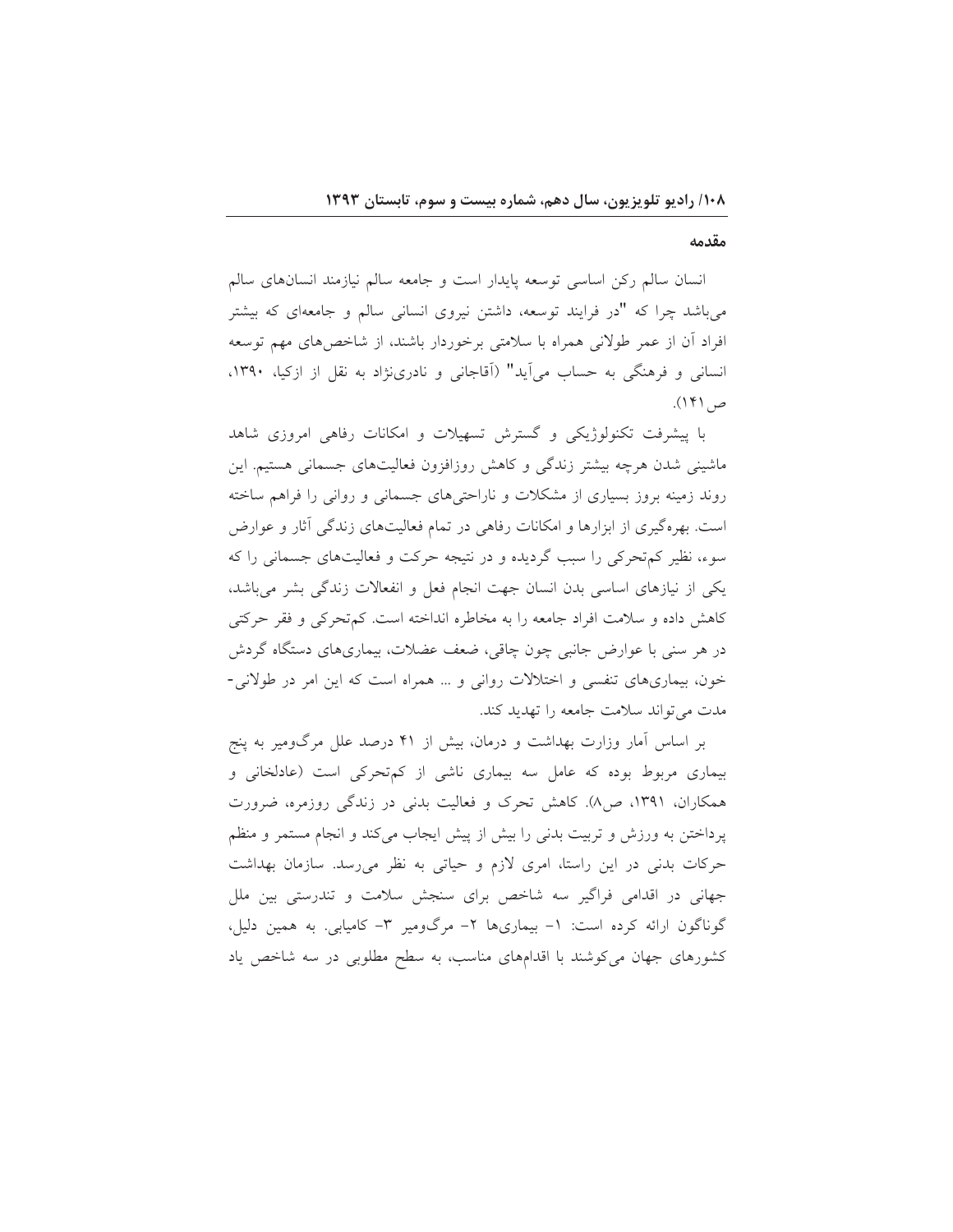## مقدمه

انسان سالم رکن اساسی توسعه پایدار است و جامعه سالم نیازمند انسان‌های سالم می‌باشد چرا که "در فرایند توسعه، داشتن نیروی انسانی سالم و جامعه‌ای که بیشتر افراد آن از عمر طولانی همراه با سلامتی برخوردار باشند، از شاخص‌های مهم توسعه انسانی و فرهنگی به حساب می‌آید" (آقاجانی و نادری‌نژاد به نقل از ازکیا، ۱۳۹۰، ص۱۴۱).

با پیشرفت تکنولوژیکی و گسترش تسهیلات و امکانات رفاهی امروزی شاهد ماشینی شدن هرچه بیشتر زندگی و کاهش روزافزون فعالیت‌های جسمانی هستیم. این روند زمینه بروز بسیاری از مشکلات و ناراحتی‌های جسمانی و روانی را فراهم ساخته است. بهره‌گیری از ابزارها و امکانات رفاهی در تمام فعالیت‌های زندگی آثار و عوارض سوء، نظیر کم‌تحرکی را سبب گردیده و در نتیجه حرکت و فعالیت‌های جسمانی را که یکی از نیازهای اساسی بدن انسان جهت انجام فعل و انفعالات زندگی بشر می‌باشد، کاهش داده و سلامت افراد جامعه را به مخاطره انداخته است. کم‌تحرکی و فقر حرکتی در هر سنی با عوارض جانبی چون چاقی، ضعف عضلات، بیماری‌های دستگاه گردش خون، بیماری‌های تنفسی و اختلالات روانی و ... همراه است که این امر در طولانی-مدت می‌تواند سلامت جامعه را تهدید کند.

بر اساس آمار وزارت بهداشت و درمان، بیش از ۴۱ درصد علل مرگ‌ومیر به پنج بیماری مربوط بوده که عامل سه بیماری ناشی از کم‌تحرکی است (عادلخانی و همکاران، ۱۳۹۱، ص۸). کاهش تحرک و فعالیت بدنی در زندگی روزمره، ضرورت پرداختن به ورزش و تربیت بدنی را بیش از پیش ایجاب می‌کند و انجام مستمر و منظم حرکات بدنی در این راستا، امری لازم و حیاتی به نظر می‌رسد. سازمان بهداشت جهانی در اقدامی فراگیر سه شاخص برای سنجش سلامت و تندرستی بین ملل گوناگون ارائه کرده است: ۱- بیماری‌ها ۲- مرگ‌ومیر ۳- کامیابی. به همین دلیل، کشورهای جهان می‌کوشند با اقدام‌های مناسب، به سطح مطلوبی در سه شاخص یاد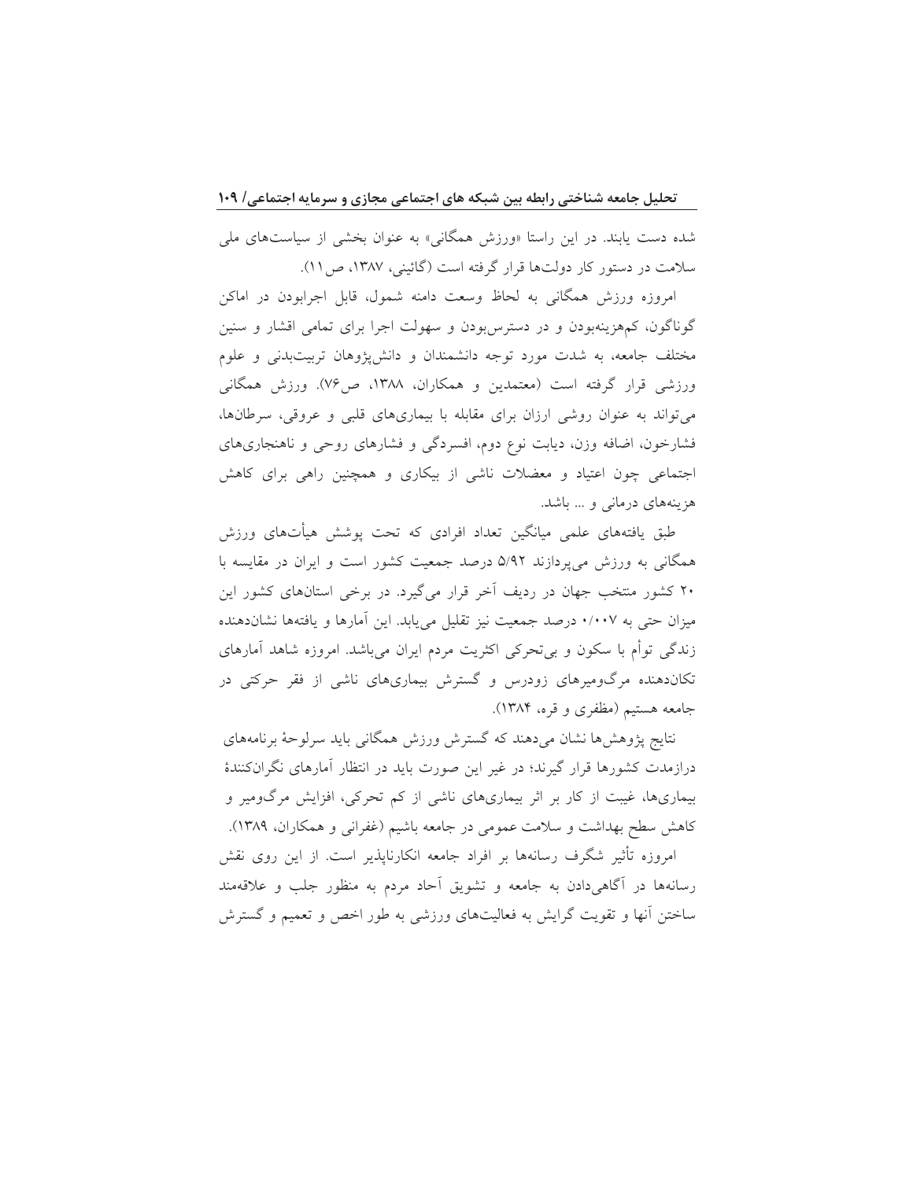شده دست یابند. در این راستا «ورزش همگانی» به عنوان بخشی از سیاست‌های ملی سلامت در دستور کار دولت‌ها قرار گرفته است (گائینی، ۱۳۸۷، ص۱۱).

امروزه ورزش همگانی به لحاظ وسعت دامنه شمول، قابل اجرابودن در اماکن گوناگون، کم‌هزینه‌بودن و در دسترس‌بودن و سهولت اجرا برای تمامی اقشار و سنین مختلف جامعه، به شدت مورد توجه دانشمندان و دانش‌پژوهان تربیت‌بدنی و علوم ورزشی قرار گرفته است (معتمدین و همکاران، ۱۳۸۸، ص۷۶). ورزش همگانی می‌تواند به عنوان روشی ارزان برای مقابله با بیماری‌های قلبی و عروقی، سرطان‌ها، فشارخون، اضافه وزن، دیابت نوع دوم، افسردگی و فشارهای روحی و ناهنجاری‌های اجتماعی چون اعتیاد و معضلات ناشی از بیکاری و همچنین راهی برای کاهش هزینه‌های درمانی و ... باشد.

طبق یافته‌های علمی میانگین تعداد افرادی که تحت پوشش هیأت‌های ورزش همگانی به ورزش می‌پردازند ۵/۹۲ درصد جمعیت کشور است و ایران در مقایسه با ۲۰ کشور منتخب جهان در ردیف آخر قرار می‌گیرد. در برخی استان‌های کشور این میزان حتی به ۰/۰۰۷ درصد جمعیت نیز تقلیل می‌یابد. این آمارها و یافته‌ها نشان‌دهنده زندگی توأم با سکون و بی‌تحرکی اکثریت مردم ایران می‌باشد. امروزه شاهد آمارهای تکان‌دهنده مرگ‌ومیرهای زودرس و گسترش بیماری‌های ناشی از فقر حرکتی در جامعه هستیم (مظفری و قره، ۱۳۸۴).

نتایج پژوهش‌ها نشان می‌دهند که گسترش ورزش همگانی باید سرلوحهٔ برنامه‌های درازمدت کشورها قرار گیرند؛ در غیر این صورت باید در انتظار آمارهای نگران‌کنندهٔ بیماری‌ها، غیبت از کار بر اثر بیماری‌های ناشی از کم تحرکی، افزایش مرگ‌ومیر و کاهش سطح بهداشت و سلامت عمومی در جامعه باشیم (غفرانی و همکاران، ۱۳۸۹).

امروزه تأثیر شگرف رسانه‌ها بر افراد جامعه انکارناپذیر است. از این روی نقش رسانه‌ها در آگاهی‌دادن به جامعه و تشویق آحاد مردم به منظور جلب و علاقه‌مند ساختن آنها و تقویت گرایش به فعالیت‌های ورزشی به طور اخص و تعمیم و گسترش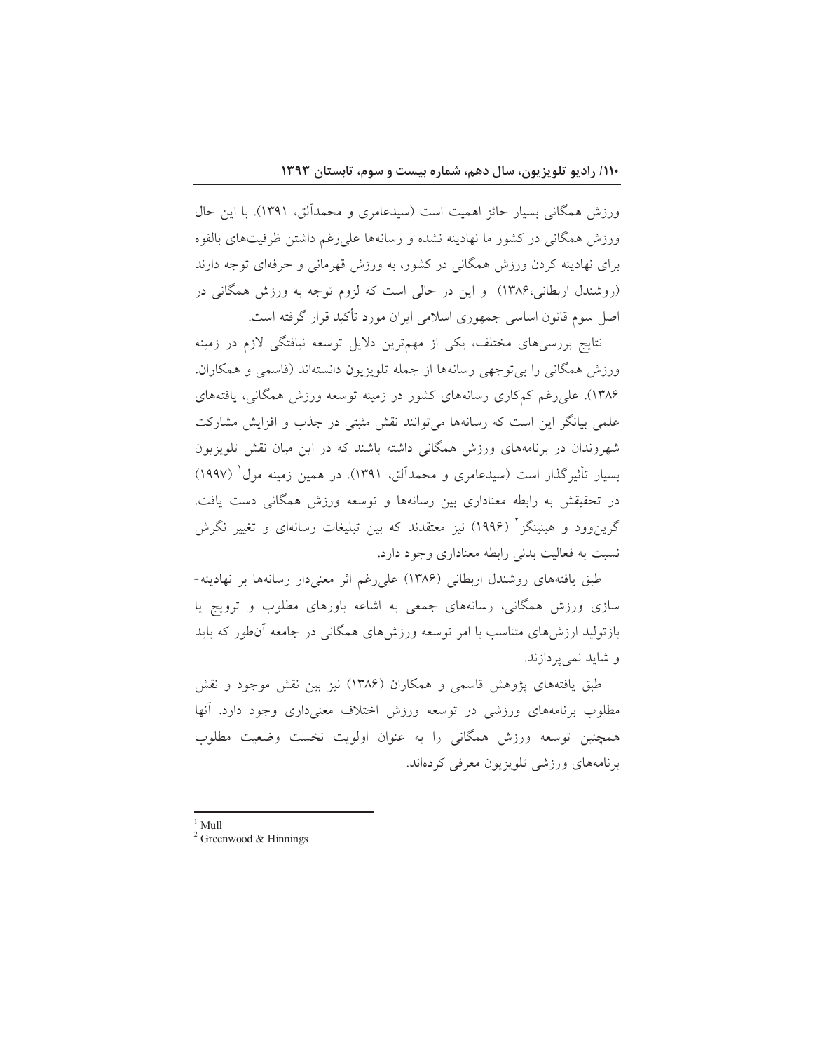ورزش همگانی بسیار حائز اهمیت است (سیدعامری و محمدآلق، ۱۳۹۱). با این حال ورزش همگانی در کشور ما نهادینه نشده و رسانه‌ها علی‌رغم داشتن ظرفیت‌های بالقوه برای نهادینه کردن ورزش همگانی در کشور، به ورزش قهرمانی و حرفه‌ای توجه دارند (روشندل اربطانی،۱۳۸۶) و این در حالی است که لزوم توجه به ورزش همگانی در اصل سوم قانون اساسی جمهوری اسلامی ایران مورد تأکید قرار گرفته است.

نتایج بررسی‌های مختلف، یکی از مهم‌ترین دلایل توسعه نیافتگی لازم در زمینه ورزش همگانی را بی‌توجهی رسانه‌ها از جمله تلویزیون دانسته‌اند (قاسمی و همکاران، ۱۳۸۶). علی‌رغم کم‌کاری رسانه‌های کشور در زمینه توسعه ورزش همگانی، یافته‌های علمی بیانگر این است که رسانه‌ها می‌توانند نقش مثبتی در جذب و افزایش مشارکت شهروندان در برنامه‌های ورزش همگانی داشته باشند که در این میان نقش تلویزیون بسیار تأثیرگذار است (سیدعامری و محمدآلق، ۱۳۹۱). در همین زمینه مول[1] (۱۹۹۷) در تحقیقش به رابطه معناداری بین رسانه‌ها و توسعه ورزش همگانی دست یافت. گرین‌وود و هینینگز[2] (۱۹۹۶) نیز معتقدند که بین تبلیغات رسانه‌ای و تغییر نگرش نسبت به فعالیت بدنی رابطه معناداری وجود دارد.

طبق یافته‌های روشندل اربطانی (۱۳۸۶) علی‌رغم اثر معنی‌دار رسانه‌ها بر نهادینه‌سازی ورزش همگانی، رسانه‌های جمعی به اشاعه باورهای مطلوب و ترویج یا بازتولید ارزش‌های متناسب با امر توسعه ورزش‌های همگانی در جامعه آن‌طور که باید و شاید نمی‌پردازند.

طبق یافته‌های پژوهش قاسمی و همکاران (۱۳۸۶) نیز بین نقش موجود و نقش مطلوب برنامه‌های ورزشی در توسعه ورزش اختلاف معنی‌داری وجود دارد. آنها همچنین توسعه ورزش همگانی را به عنوان اولویت نخست وضعیت مطلوب برنامه‌های ورزشی تلویزیون معرفی کرده‌اند.

---

[1] Mull

[2] Greenwood & Hinnings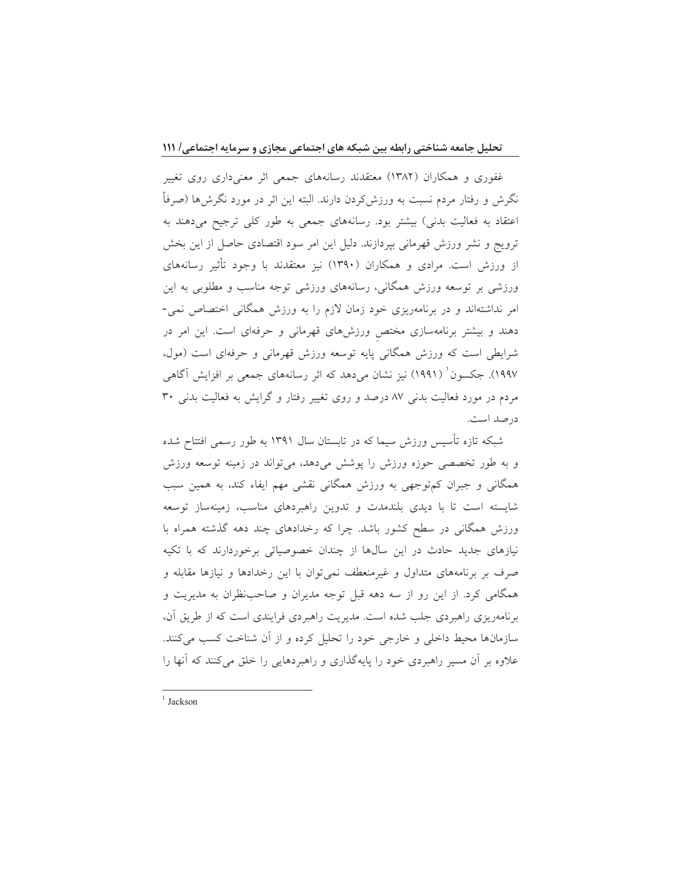غفوری و همکاران (۱۳۸۲) معتقدند رسانه‌های جمعی اثر معنی‌داری روی تغییر نگرش و رفتار مردم نسبت به ورزش‌کردن دارند. البته این اثر در مورد نگرش‌ها (صرفاً اعتقاد به فعالیت بدنی) بیشتر بود. رسانه‌های جمعی به طور کلی ترجیح می‌دهند به ترویج و نشر ورزش قهرمانی بپردازند. دلیل این امر سود اقتصادی حاصل از این بخش از ورزش است. مرادی و همکاران (۱۳۹۰) نیز معتقدند با وجود تأثیر رسانه‌های ورزشی بر توسعه ورزش همگانی، رسانه‌های ورزشی توجه مناسب و مطلوبی به این امر نداشته‌اند و در برنامه‌ریزی خود زمان لازم را به ورزش همگانی اختصاص نمی‌دهند و بیشتر برنامه‌سازی مختصِ ورزش‌های قهرمانی و حرفه‌ای است. این امر در شرایطی است که ورزش همگانی پایه توسعه ورزش قهرمانی و حرفه‌ای است (مول، ۱۹۹۷). جکسون[1] (۱۹۹۱) نیز نشان می‌دهد که اثر رسانه‌های جمعی بر افزایش آگاهی مردم در مورد فعالیت بدنی ۸۷ درصد و روی تغییر رفتار و گرایش به فعالیت بدنی ۳۰ درصد است.

شبکه تازه تأسیس ورزش سیما که در تابستان سال ۱۳۹۱ به طور رسمی افتتاح شده و به طور تخصصی حوزه ورزش را پوشش می‌دهد، می‌تواند در زمینه توسعه ورزش همگانی و جبران کم‌توجهی به ورزش همگانی نقشی مهم ایفاء کند، به همین سبب شایسته است تا با دیدی بلندمدت و تدوین راهبردهای مناسب، زمینه‌ساز توسعه ورزش همگانی در سطح کشور باشد. چرا که رخدادهای چند دهه گذشته همراه با نیازهای جدید حادث در این سال‌ها از چندان خصوصیاتی برخوردارند که با تکیه صرف بر برنامه‌های متداول و غیرمنعطف نمی‌توان با این رخدادها و نیازها مقابله و همگامی کرد. از این رو از سه دهه قبل توجه مدیران و صاحب‌نظران به مدیریت و برنامه‌ریزی راهبردی جلب شده است. مدیریت راهبردی فرایندی است که از طریق آن، سازمان‌ها محیط داخلی و خارجی خود را تحلیل کرده و از آن شناخت کسب می‌کنند. علاوه بر آن مسیر راهبردی خود را پایه‌گذاری و راهبردهایی را خلق می‌کنند که آنها را

---

[1] Jackson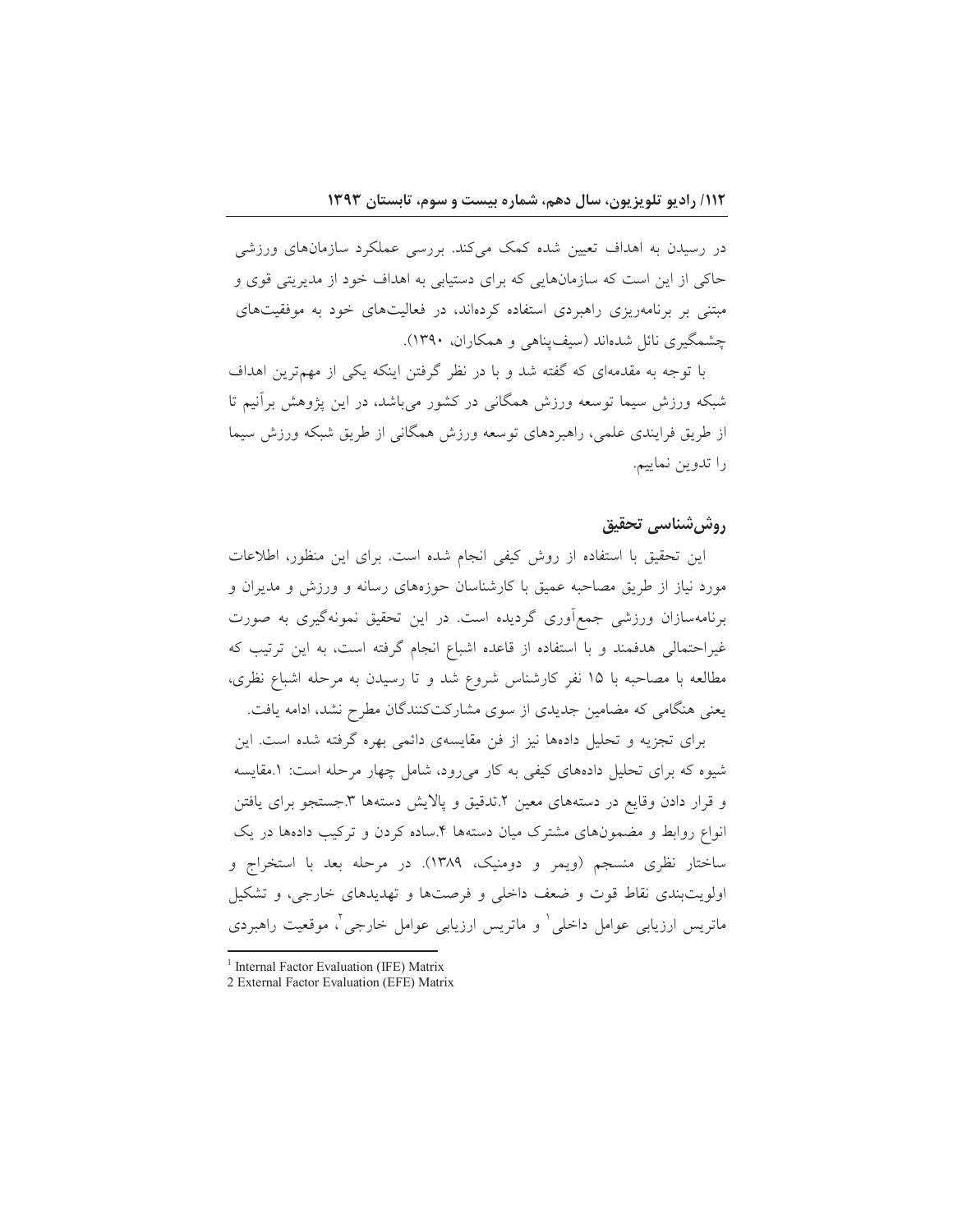در رسیدن به اهداف تعیین شده کمک می‌کند. بررسی عملکرد سازمان‌های ورزشی حاکی از این است که سازمان‌هایی که برای دستیابی به اهداف خود از مدیریتی قوی و مبتنی بر برنامه‌ریزی راهبردی استفاده کرده‌اند، در فعالیت‌های خود به موفقیت‌های چشمگیری نائل شده‌اند (سیف‌پناهی و همکاران، ۱۳۹۰).

با توجه به مقدمه‌ای که گفته شد و با در نظر گرفتن اینکه یکی از مهم‌ترین اهداف شبکه ورزش سیما توسعه ورزش همگانی در کشور می‌باشد، در این پژوهش برآنیم تا از طریق فرایندی علمی، راهبردهای توسعه ورزش همگانی از طریق شبکه ورزش سیما را تدوین نماییم.

## روش‌شناسی تحقیق

این تحقیق با استفاده از روش کیفی انجام شده است. برای این منظور، اطلاعات مورد نیاز از طریق مصاحبه عمیق با کارشناسان حوزه‌های رسانه و ورزش و مدیران و برنامه‌سازان ورزشی جمع‌آوری گردیده است. در این تحقیق نمونه‌گیری به صورت غیراحتمالی هدفمند و با استفاده از قاعده اشباع انجام گرفته است، به این ترتیب که مطالعه با مصاحبه با ۱۵ نفر کارشناس شروع شد و تا رسیدن به مرحله اشباع نظری، یعنی هنگامی که مضامین جدیدی از سوی مشارکت‌کنندگان مطرح نشد، ادامه یافت.

برای تجزیه و تحلیل داده‌ها نیز از فن مقایسه‌ی دائمی بهره گرفته شده است. این شیوه که برای تحلیل داده‌های کیفی به کار می‌رود، شامل چهار مرحله است: ۱.مقایسه و قرار دادن وقایع در دسته‌های معین ۲.تدقیق و پالایش دسته‌ها ۳.جستجو برای یافتن انواع روابط و مضمون‌های مشترک میان دسته‌ها ۴.ساده کردن و ترکیب داده‌ها در یک ساختار نظری منسجم (ویمر و دومنیک، ۱۳۸۹). در مرحله بعد با استخراج و اولویت‌بندی نقاط قوت و ضعف داخلی و فرصت‌ها و تهدیدهای خارجی، و تشکیل ماتریس ارزیابی عوامل داخلی[1] و ماتریس ارزیابی عوامل خارجی[2]، موقعیت راهبردی

---

[1] Internal Factor Evaluation (IFE) Matrix

[2] External Factor Evaluation (EFE) Matrix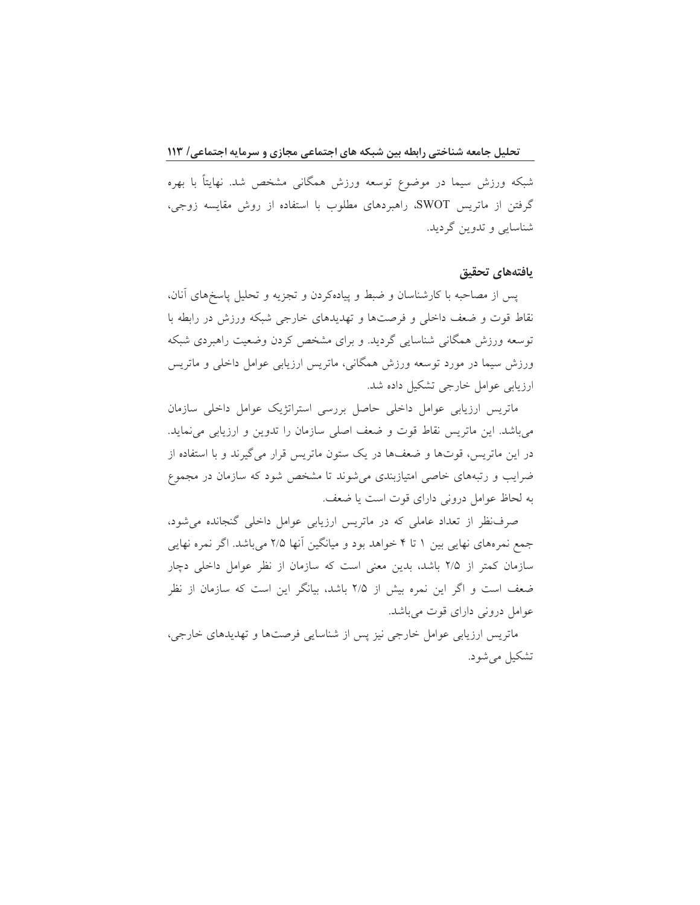شبکه ورزش سیما در موضوع توسعه ورزش همگانی مشخص شد. نهایتاً با بهره گرفتن از ماتریس SWOT، راهبردهای مطلوب با استفاده از روش مقایسه زوجی، شناسایی و تدوین گردید.

## یافته‌های تحقیق

پس از مصاحبه با کارشناسان و ضبط و پیاده‌کردن و تجزیه و تحلیل پاسخ‌های آنان، نقاط قوت و ضعف داخلی و فرصت‌ها و تهدیدهای خارجی شبکه ورزش در رابطه با توسعه ورزش همگانی شناسایی گردید. و برای مشخص کردن وضعیت راهبردی شبکه ورزش سیما در مورد توسعه ورزش همگانی، ماتریس ارزیابی عوامل داخلی و ماتریس ارزیابی عوامل خارجی تشکیل داده شد.

ماتریس ارزیابی عوامل داخلی حاصل بررسی استراتژیک عوامل داخلی سازمان می‌باشد. این ماتریس نقاط قوت و ضعف اصلی سازمان را تدوین و ارزیابی می‌نماید. در این ماتریس، قوت‌ها و ضعف‌ها در یک ستون ماتریس قرار می‌گیرند و با استفاده از ضرایب و رتبه‌های خاصی امتیازبندی می‌شوند تا مشخص شود که سازمان در مجموع به لحاظ عوامل درونی دارای قوت است یا ضعف.

صرف‌نظر از تعداد عاملی که در ماتریس ارزیابی عوامل داخلی گنجانده می‌شود، جمع نمره‌های نهایی بین ۱ تا ۴ خواهد بود و میانگین آنها ۲/۵ می‌باشد. اگر نمره نهایی سازمان کمتر از ۲/۵ باشد، بدین معنی است که سازمان از نظر عوامل داخلی دچار ضعف است و اگر این نمره بیش از ۲/۵ باشد، بیانگر این است که سازمان از نظر عوامل درونی دارای قوت می‌باشد.

ماتریس ارزیابی عوامل خارجی نیز پس از شناسایی فرصت‌ها و تهدیدهای خارجی، تشکیل می‌شود.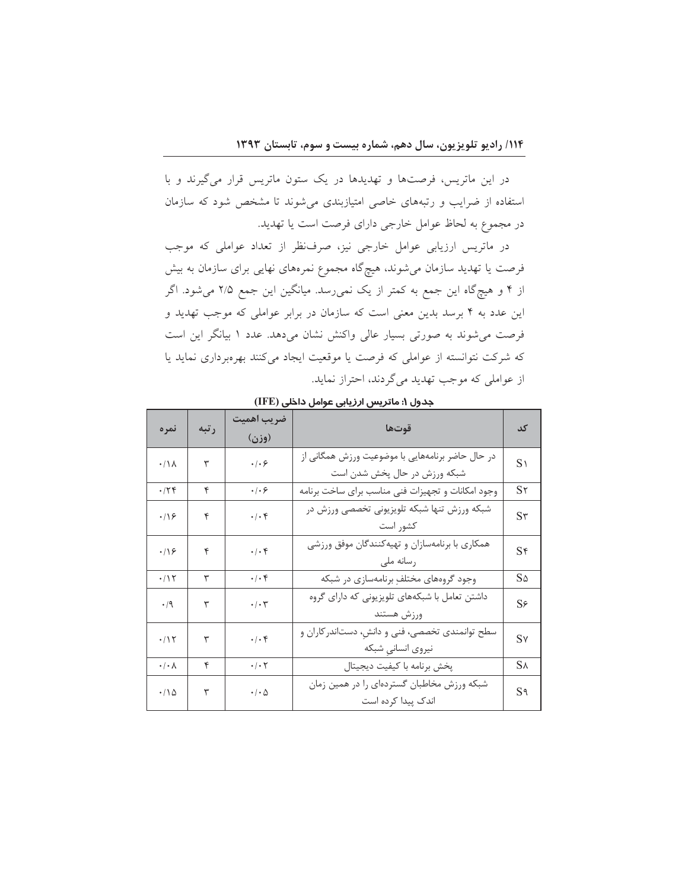در این ماتریس، فرصت‌ها و تهدیدها در یک ستون ماتریس قرار می‌گیرند و با استفاده از ضرایب و رتبه‌های خاصی امتیازبندی می‌شوند تا مشخص شود که سازمان در مجموع به لحاظ عوامل خارجی دارای فرصت است یا تهدید.

در ماتریس ارزیابی عوامل خارجی نیز، صرف‌نظر از تعداد عواملی که موجب فرصت یا تهدید سازمان می‌شوند، هیچ‌گاه مجموع نمره‌های نهایی برای سازمان به بیش از ۴ و هیچ‌گاه این جمع به کمتر از یک نمی‌رسد. میانگین این جمع ۲/۵ می‌شود. اگر این عدد به ۴ برسد بدین معنی است که سازمان در برابر عواملی که موجب تهدید و فرصت می‌شوند به صورتی بسیار عالی واکنش نشان می‌دهد. عدد ۱ بیانگر این است که شرکت نتوانسته از عواملی که فرصت یا موقعیت ایجاد می‌کنند بهره‌برداری نماید یا از عواملی که موجب تهدید می‌گردند، احتراز نماید.

**جدول ۱: ماتریس ارزیابی عوامل داخلی (IFE)**

| کد | قوت‌ها | ضریب اهمیت (وزن) | رتبه | نمره |
|---|---|---|---|---|
| S۱ | در حال حاضر برنامه‌هایی با موضوعیت ورزش همگانی از شبکه ورزش در حال پخش شدن است | ۰/۰۶ | ۳ | ۰/۱۸ |
| S۲ | وجود امکانات و تجهیزات فنی مناسب برای ساخت برنامه | ۰/۰۶ | ۴ | ۰/۲۴ |
| S۳ | شبکه ورزش تنها شبکه تلویزیونی تخصصی ورزش در کشور است | ۰/۰۴ | ۴ | ۰/۱۶ |
| S۴ | همکاری با برنامه‌سازان و تهیه‌کنندگان موفق ورزشی رسانه ملی | ۰/۰۴ | ۴ | ۰/۱۶ |
| S۵ | وجود گروه‌های مختلفِ برنامه‌سازی در شبکه | ۰/۰۴ | ۳ | ۰/۱۲ |
| S۶ | داشتن تعامل با شبکه‌های تلویزیونی که دارای گروه ورزش هستند | ۰/۰۳ | ۳ | ۰/۹ |
| S۷ | سطح توانمندی تخصصی، فنی و دانش، دست‌اندرکاران و نیروی انسانیِ شبکه | ۰/۰۴ | ۳ | ۰/۱۲ |
| S۸ | پخش برنامه با کیفیت دیجیتال | ۰/۰۲ | ۴ | ۰/۰۸ |
| S۹ | شبکه ورزش مخاطبان گسترده‌ای را در همین زمان اندک پیدا کرده است | ۰/۰۵ | ۳ | ۰/۱۵ |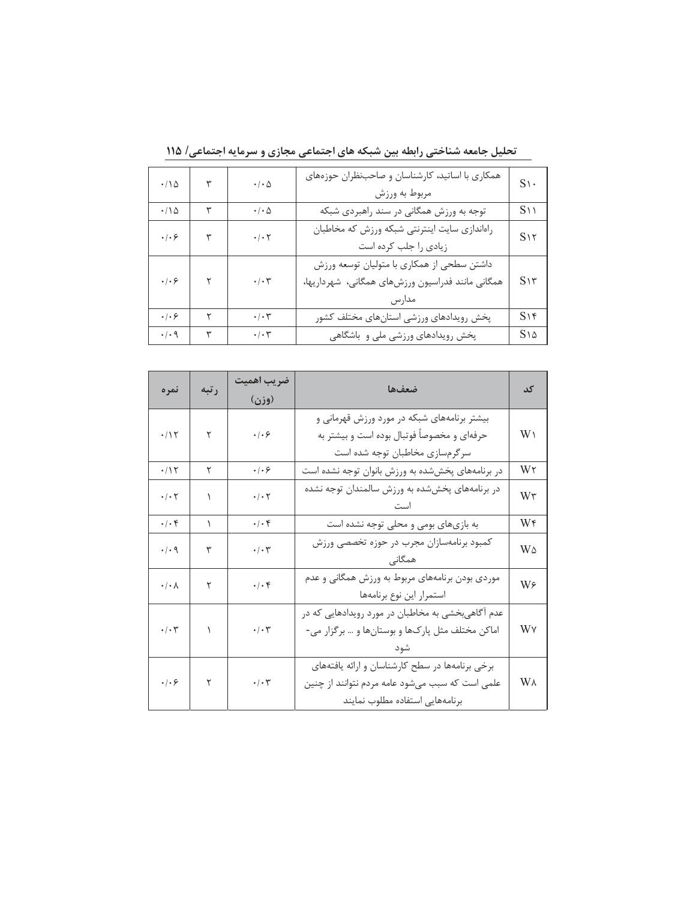| ۰/۱۵ | ۳ | ۰/۰۵ | همکاری با اساتید، کارشناسان و صاحب‌نظران حوزه‌های مربوط به ورزش | S۱۰ |
|---|---|---|---|---|
| ۰/۱۵ | ۳ | ۰/۰۵ | توجه به ورزش همگانی در سند راهبردی شبکه | S۱۱ |
| ۰/۰۶ | ۳ | ۰/۰۲ | راه‌اندازی سایت اینترنتی شبکه ورزش که مخاطبان زیادی را جلب کرده است | S۱۲ |
| ۰/۰۶ | ۲ | ۰/۰۳ | داشتن سطحی از همکاری با متولیان توسعه ورزش همگانی مانند فدراسیون ورزش‌های همگانی، شهرداریها، مدارس | S۱۳ |
| ۰/۰۶ | ۲ | ۰/۰۳ | پخش رویدادهای ورزشی استان‌های مختلف کشور | S۱۴ |
| ۰/۰۹ | ۳ | ۰/۰۳ | پخش رویدادهای ورزشی ملی و باشگاهی | S۱۵ |

| نمره | رتبه | ضریب اهمیت (وزن) | ضعف‌ها | کد |
|---|---|---|---|---|
| ۰/۱۲ | ۲ | ۰/۰۶ | بیشتر برنامه‌های شبکه در مورد ورزش قهرمانی و حرفه‌ای و مخصوصاً فوتبال بوده است و بیشتر به سرگرم‌سازی مخاطبان توجه شده است | W۱ |
| ۰/۱۲ | ۲ | ۰/۰۶ | در برنامه‌های پخش‌شده به ورزش بانوان توجه نشده است | W۲ |
| ۰/۰۲ | ۱ | ۰/۰۲ | در برنامه‌های پخش‌شده به ورزش سالمندان توجه نشده است | W۳ |
| ۰/۰۴ | ۱ | ۰/۰۴ | به بازی‌های بومی و محلی توجه نشده است | W۴ |
| ۰/۰۹ | ۳ | ۰/۰۳ | کمبود برنامه‌سازان مجرب در حوزه تخصصی ورزش همگانی | W۵ |
| ۰/۰۸ | ۲ | ۰/۰۴ | موردی بودن برنامه‌های مربوط به ورزش همگانی و عدم استمرار این نوع برنامه‌ها | W۶ |
| ۰/۰۳ | ۱ | ۰/۰۳ | عدم آگاهی‌بخشی به مخاطبان در مورد رویدادهایی که در اماکن مختلف مثل پارک‌ها و بوستان‌ها و ... برگزار می‌شود | W۷ |
| ۰/۰۶ | ۲ | ۰/۰۳ | برخی برنامه‌ها در سطح کارشناسان و ارائه یافته‌های علمی است که سبب می‌شود عامه مردم نتوانند از چنین برنامه‌هایی استفاده مطلوب نمایند | W۸ |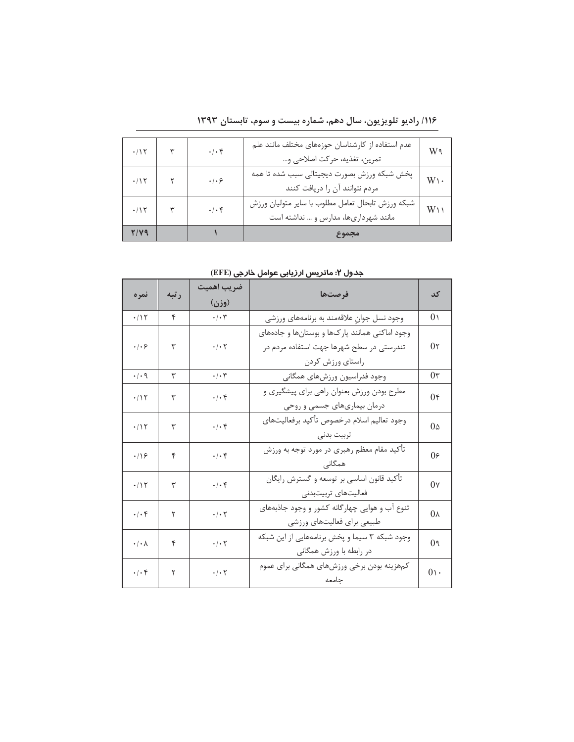| نمره | رتبه | ضریب اهمیت (وزن) | | کد |
| --- | --- | --- | --- | --- |
| ۰/۱۲ | ۳ | ۰/۰۴ | عدم استفاده از کارشناسان حوزه‌های مختلف مانند علم تمرین، تغذیه، حرکت اصلاحی و... | W۹ |
| ۰/۱۲ | ۲ | ۰/۰۶ | پخش شبکه ورزش بصورت دیجیتالی سبب شده تا همه مردم نتوانند آن را دریافت کنند | W۱۰ |
| ۰/۱۲ | ۳ | ۰/۰۴ | شبکه ورزش تابحال تعامل مطلوب با سایر متولیان ورزش مانند شهرداری‌ها، مدارس و ... نداشته است | W۱۱ |
| **۲/۷۹** | | **۱** | **مجموع** | |

**جدول ۲: ماتریس ارزیابی عوامل خارجی (EFE)**

| نمره | رتبه | ضریب اهمیت (وزن) | فرصت‌ها | کد |
| --- | --- | --- | --- | --- |
| ۰/۱۲ | ۴ | ۰/۰۳ | وجود نسل جوان علاقه‌مند به برنامه‌های ورزشی | O۱ |
| ۰/۰۶ | ۳ | ۰/۰۲ | وجود اماکنی همانند پارک‌ها و بوستان‌ها و جاده‌های تندرستی در سطح شهرها جهت استفاده مردم در راستای ورزش کردن | O۲ |
| ۰/۰۹ | ۳ | ۰/۰۳ | وجود فدراسیون ورزش‌های همگانی | O۳ |
| ۰/۱۲ | ۳ | ۰/۰۴ | مطرح بودن ورزش بعنوان راهی برای پیشگیری و درمان بیماری‌های جسمی و روحی | O۴ |
| ۰/۱۲ | ۳ | ۰/۰۴ | وجود تعالیم اسلام درخصوص تأکید برفعالیت‌های تربیت بدنی | O۵ |
| ۰/۱۶ | ۴ | ۰/۰۴ | تأکید مقام معظم رهبری در مورد توجه به ورزش همگانی | O۶ |
| ۰/۱۲ | ۳ | ۰/۰۴ | تأکید قانون اساسی بر توسعه و گسترش رایگان فعالیت‌های تربیت‌بدنی | O۷ |
| ۰/۰۴ | ۲ | ۰/۰۲ | تنوع آب و هوایی چهارگانه کشور و وجود جاذبه‌های طبیعی برای فعالیت‌های ورزشی | O۸ |
| ۰/۰۸ | ۴ | ۰/۰۲ | وجود شبکه ۳ سیما و پخش برنامه‌هایی از این شبکه در رابطه با ورزش همگانی | O۹ |
| ۰/۰۴ | ۲ | ۰/۰۲ | کم‌هزینه بودن برخی ورزش‌های همگانی برای عموم جامعه | O۱۰ |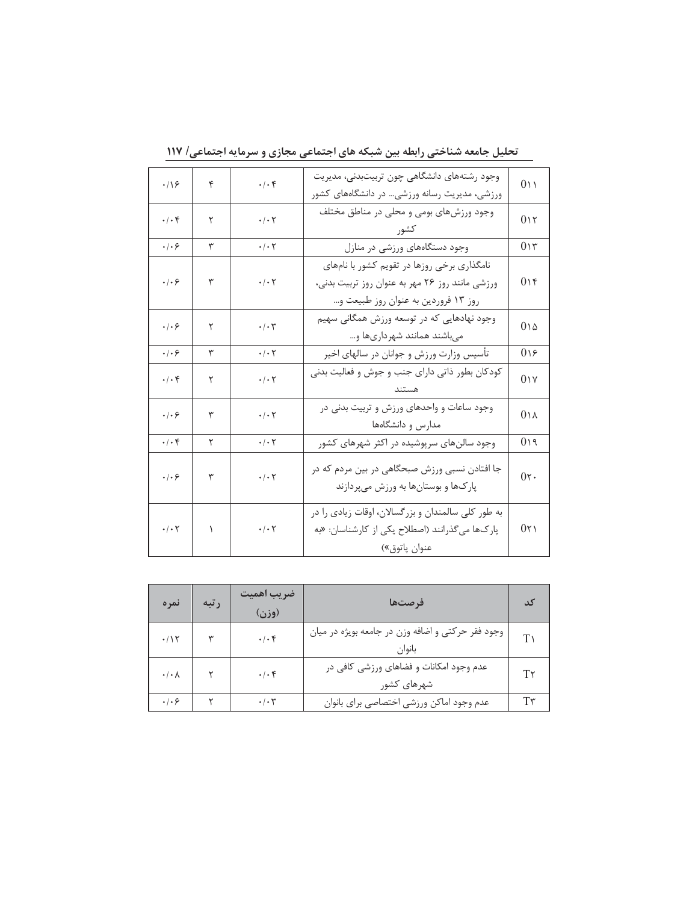| کد | | | | |
|---|---|---|---|---|
| O۱۱ | وجود رشته‌های دانشگاهی چون تربیت‌بدنی، مدیریت ورزشی، مدیریت رسانه ورزشی... در دانشگاه‌های کشور | ۰/۰۴ | ۴ | ۰/۱۶ |
| O۱۲ | وجود ورزش‌های بومی و محلی در مناطق مختلف کشور | ۰/۰۲ | ۲ | ۰/۰۴ |
| O۱۳ | وجود دستگاه‌های ورزشی در منازل | ۰/۰۲ | ۳ | ۰/۰۶ |
| O۱۴ | نامگذاری برخی روزها در تقویم کشور با نامهای ورزشی مانند روز ۲۶ مهر به عنوان روز تربیت بدنی، روز ۱۳ فروردین به عنوان روز طبیعت و... | ۰/۰۲ | ۳ | ۰/۰۶ |
| O۱۵ | وجود نهادهایی که در توسعه ورزش همگانی سهیم می‌باشند همانند شهرداری‌ها و... | ۰/۰۳ | ۲ | ۰/۰۶ |
| O۱۶ | تأسیس وزارت ورزش و جوانان در سالهای اخیر | ۰/۰۲ | ۳ | ۰/۰۶ |
| O۱۷ | کودکان بطور ذاتی دارای جنب و جوش و فعالیت بدنی هستند | ۰/۰۲ | ۲ | ۰/۰۴ |
| O۱۸ | وجود ساعات و واحدهای ورزش و تربیت بدنی در مدارس و دانشگاه‌ها | ۰/۰۲ | ۳ | ۰/۰۶ |
| O۱۹ | وجود سالن‌های سرپوشیده در اکثر شهرهای کشور | ۰/۰۲ | ۲ | ۰/۰۴ |
| O۲۰ | جا افتادن نسبی ورزش صبحگاهی در بین مردم که در پارک‌ها و بوستان‌ها به ورزش می‌پردازند | ۰/۰۲ | ۳ | ۰/۰۶ |
| O۲۱ | به طور کلی سالمندان و بزرگسالان، اوقات زیادی را در پارک‌ها می‌گذرانند (اصطلاح یکی از کارشناسان: «به عنوان پاتوق») | ۰/۰۲ | ۱ | ۰/۰۲ |

| کد | فرصت‌ها | ضریب اهمیت (وزن) | رتبه | نمره |
|---|---|---|---|---|
| T۱ | وجود فقر حرکتی و اضافه وزن در جامعه بویژه در میان بانوان | ۰/۰۴ | ۳ | ۰/۱۲ |
| T۲ | عدم وجود امکانات و فضاهای ورزشی کافی در شهرهای کشور | ۰/۰۴ | ۲ | ۰/۰۸ |
| T۳ | عدم وجود اماکن ورزشی اختصاصی برای بانوان | ۰/۰۳ | ۲ | ۰/۰۶ |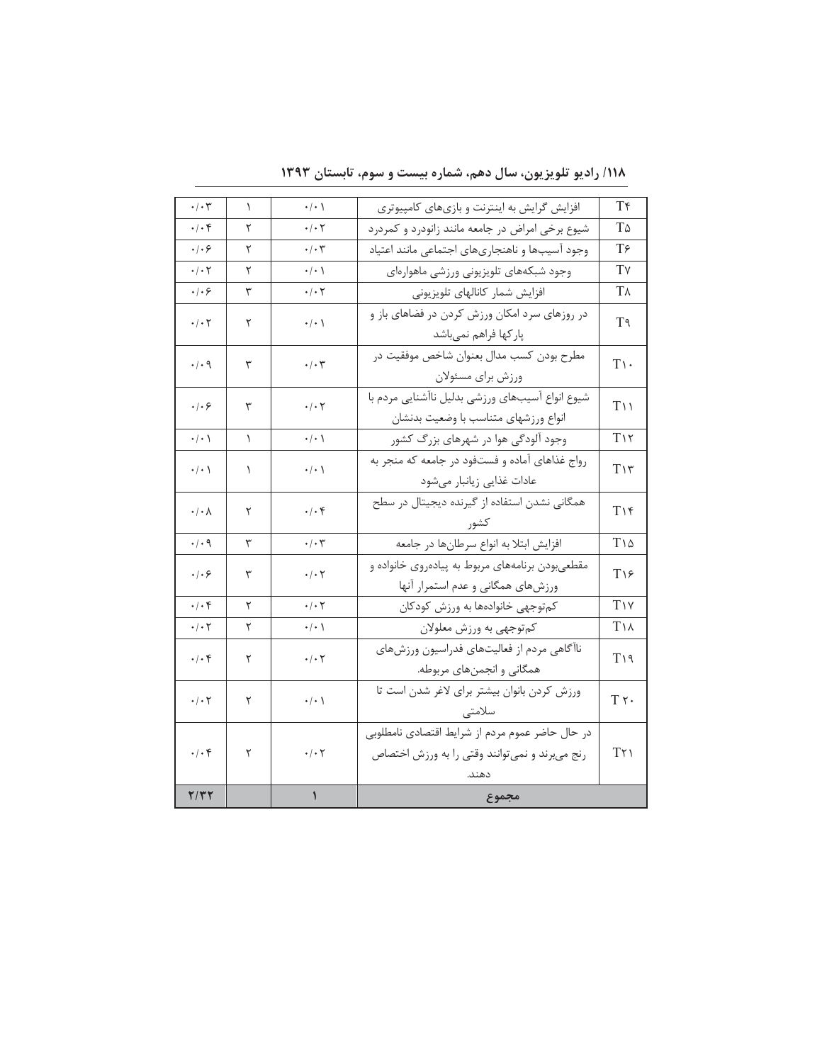| | | | | |
|---|---|---|---|---|
| T۴ | افزایش گرایش به اینترنت و بازی‌های کامپیوتری | ۰/۰۱ | ۱ | ۰/۰۳ |
| T۵ | شیوع برخی امراض در جامعه مانند زانودرد و کمردرد | ۰/۰۲ | ۲ | ۰/۰۴ |
| T۶ | وجود آسیب‌ها و ناهنجاری‌های اجتماعی مانند اعتیاد | ۰/۰۳ | ۲ | ۰/۰۶ |
| T۷ | وجود شبکه‌های تلویزیونی ورزشی ماهواره‌ای | ۰/۰۱ | ۲ | ۰/۰۲ |
| T۸ | افزایش شمار کانالهای تلویزیونی | ۰/۰۲ | ۳ | ۰/۰۶ |
| T۹ | در روزهای سرد امکان ورزش کردن در فضاهای باز و پارکها فراهم نمی‌باشد | ۰/۰۱ | ۲ | ۰/۰۲ |
| T۱۰ | مطرح بودن کسب مدال بعنوان شاخص موفقیت در ورزش برای مسئولان | ۰/۰۳ | ۳ | ۰/۰۹ |
| T۱۱ | شیوع انواع آسیب‌های ورزشی بدلیل ناآشنایی مردم با انواع ورزشهای متناسب با وضعیت بدنشان | ۰/۰۲ | ۳ | ۰/۰۶ |
| T۱۲ | وجود آلودگی هوا در شهرهای بزرگ کشور | ۰/۰۱ | ۱ | ۰/۰۱ |
| T۱۳ | رواج غذاهای آماده و فست‌فود در جامعه که منجر به عادات غذایی زیانبار می‌شود | ۰/۰۱ | ۱ | ۰/۰۱ |
| T۱۴ | همگانی نشدن استفاده از گیرنده دیجیتال در سطح کشور | ۰/۰۴ | ۲ | ۰/۰۸ |
| T۱۵ | افزایش ابتلا به انواع سرطان‌ها در جامعه | ۰/۰۳ | ۳ | ۰/۰۹ |
| T۱۶ | مقطعی‌بودن برنامه‌های مربوط به پیاده‌روی خانواده و ورزش‌های همگانی و عدم استمرار آنها | ۰/۰۲ | ۳ | ۰/۰۶ |
| T۱۷ | کم‌توجهی خانواده‌ها به ورزش کودکان | ۰/۰۲ | ۲ | ۰/۰۴ |
| T۱۸ | کم‌توجهی به ورزش معلولان | ۰/۰۱ | ۲ | ۰/۰۲ |
| T۱۹ | ناآگاهی مردم از فعالیت‌های فدراسیون ورزش‌های همگانی و انجمن‌های مربوطه. | ۰/۰۲ | ۲ | ۰/۰۴ |
| T۲۰ | ورزش کردن بانوان بیشتر برای لاغر شدن است تا سلامتی | ۰/۰۱ | ۲ | ۰/۰۲ |
| T۲۱ | در حال حاضر عموم مردم از شرایط اقتصادی نامطلوبی رنج می‌برند و نمی‌توانند وقتی را به ورزش اختصاص دهند. | ۰/۰۲ | ۲ | ۰/۰۴ |
| **مجموع** | | **۱** | | **۲/۳۲** |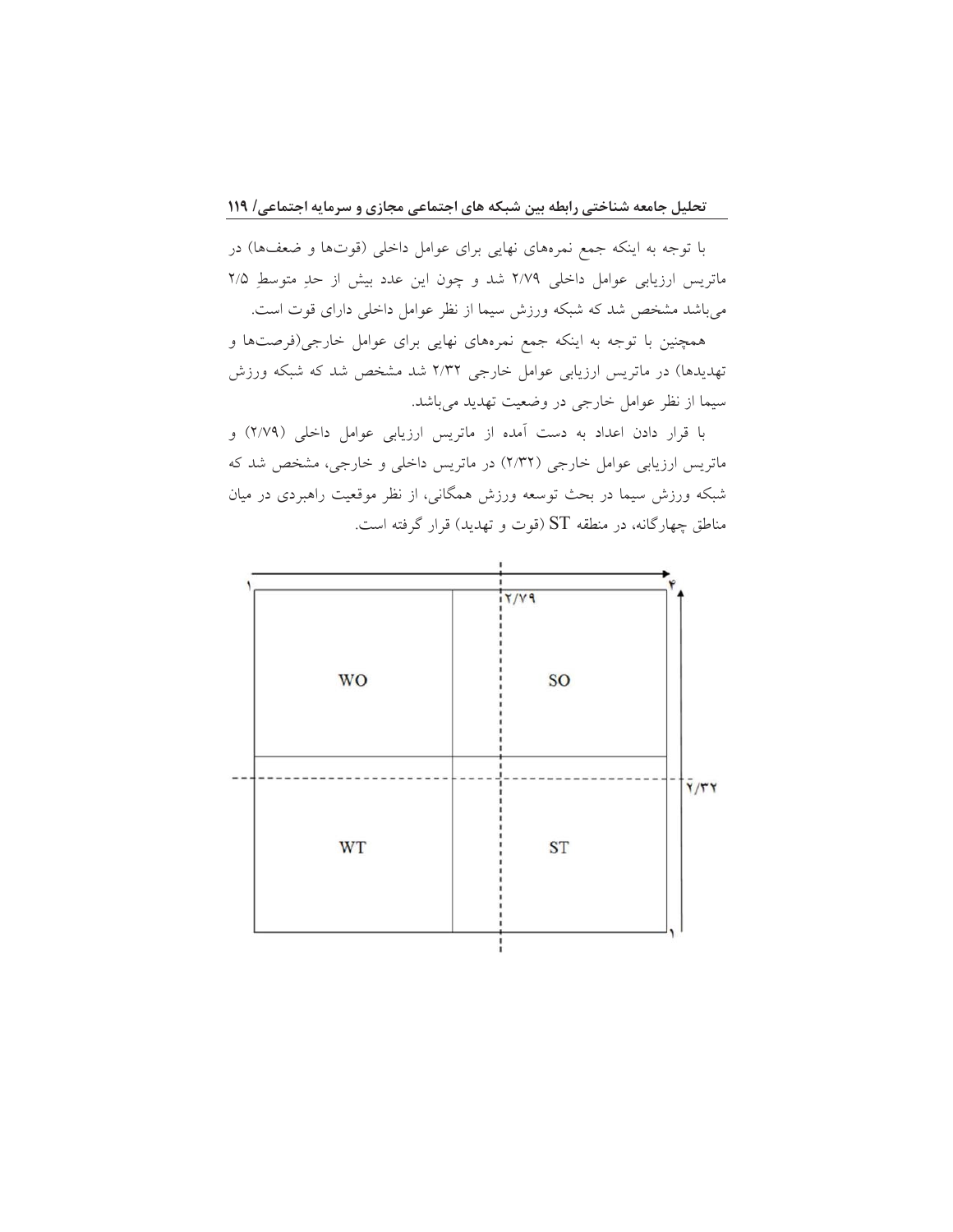با توجه به اینکه جمع نمره‌های نهایی برای عوامل داخلی (قوت‌ها و ضعف‌ها) در ماتریس ارزیابی عوامل داخلی ۲/۷۹ شد و چون این عدد بیش از حدِ متوسطِ ۲/۵ می‌باشد مشخص شد که شبکه ورزش سیما از نظر عوامل داخلی دارای قوت است.

همچنین با توجه به اینکه جمع نمره‌های نهایی برای عوامل خارجی(فرصت‌ها و تهدیدها) در ماتریس ارزیابی عوامل خارجی ۲/۳۲ شد مشخص شد که شبکه ورزش سیما از نظر عوامل خارجی در وضعیت تهدید می‌باشد.

با قرار دادن اعداد به دست آمده از ماتریس ارزیابی عوامل داخلی (۲/۷۹) و ماتریس ارزیابی عوامل خارجی (۲/۳۲) در ماتریس داخلی و خارجی، مشخص شد که شبکه ورزش سیما در بحث توسعه ورزش همگانی، از نظر موقعیت راهبردی در میان مناطق چهارگانه، در منطقه ST (قوت و تهدید) قرار گرفته است.

| | |
|---|---|
| WO | SO |
| WT | ST |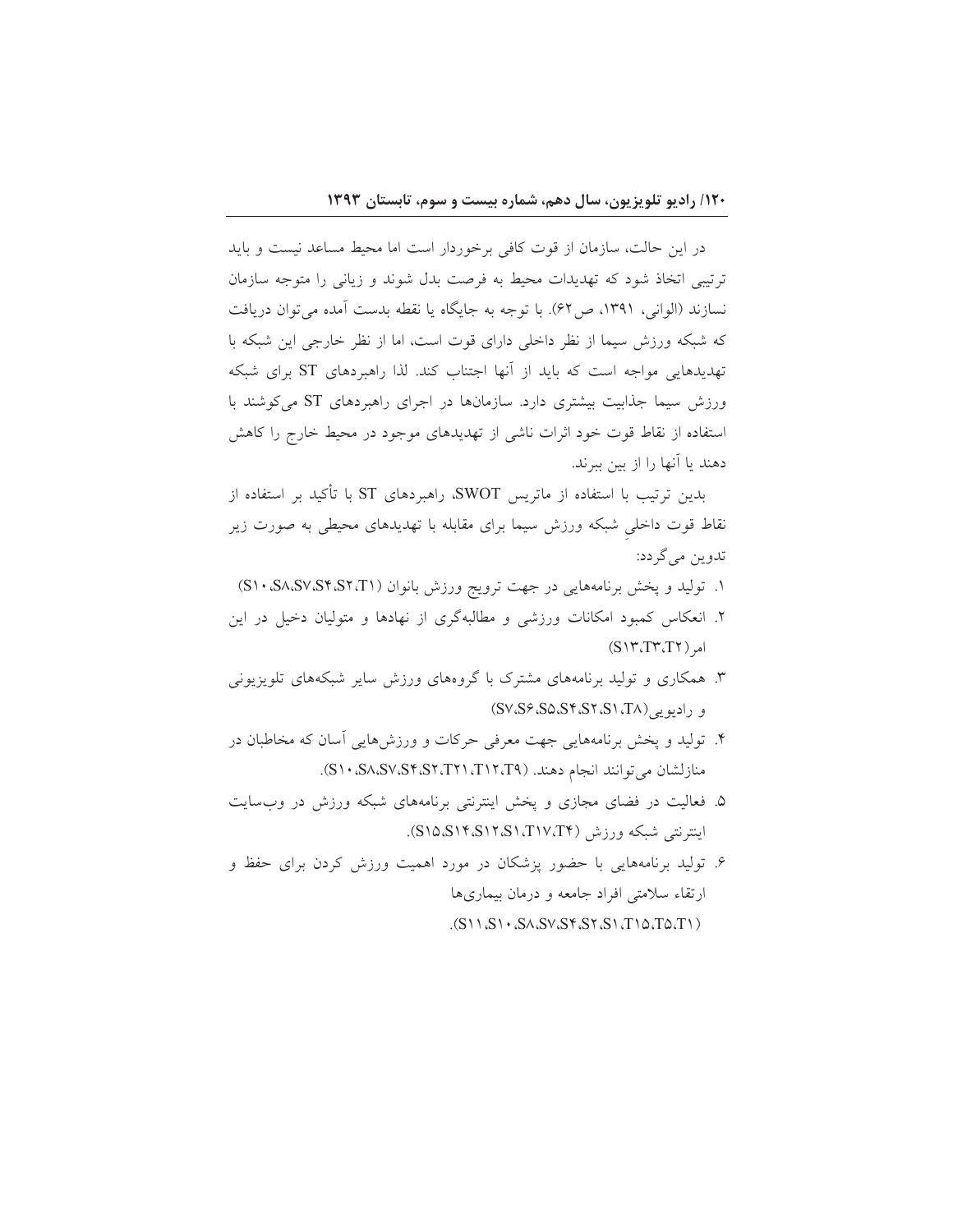در این حالت، سازمان از قوت کافی برخوردار است اما محیط مساعد نیست و باید ترتیبی اتخاذ شود که تهدیدات محیط به فرصت بدل شوند و زیانی را متوجه سازمان نسازند (الوانی، ۱۳۹۱، ص۶۲). با توجه به جایگاه یا نقطه بدست آمده می‌توان دریافت که شبکه ورزش سیما از نظر داخلی دارای قوت است، اما از نظر خارجی این شبکه با تهدیدهایی مواجه است که باید از آنها اجتناب کند. لذا راهبردهای ST برای شبکه ورزش سیما جذابیت بیشتری دارد. سازمان‌ها در اجرای راهبردهای ST می‌کوشند با استفاده از نقاط قوت خود اثرات ناشی از تهدیدهای موجود در محیط خارج را کاهش دهند یا آنها را از بین ببرند.

بدین ترتیب با استفاده از ماتریس SWOT، راهبردهای ST با تأکید بر استفاده از نقاط قوت داخلیِ شبکه ورزش سیما برای مقابله با تهدیدهای محیطی به صورت زیر تدوین می‌گردد:

۱. تولید و پخش برنامه‌هایی در جهت ترویج ورزش بانوان (S۱۰،S۸،S۷،S۴،S۲،T۱)
۲. انعکاس کمبود امکانات ورزشی و مطالبه‌گری از نهادها و متولیان دخیل در این امر(S۱۳،T۳،T۲)
۳. همکاری و تولید برنامه‌های مشترک با گروه‌های ورزش سایر شبکه‌های تلویزیونی و رادیویی(S۷،S۶،S۵،S۴،S۲،S۱،T۸)
۴. تولید و پخش برنامه‌هایی جهت معرفی حرکات و ورزش‌هایی آسان که مخاطبان در منازلشان می‌توانند انجام دهند. (S۱۰،S۸،S۷،S۴،S۲،T۲۱،T۱۲،T۹).
۵. فعالیت در فضای مجازی و پخش اینترنتی برنامه‌های شبکه ورزش در وب‌سایت اینترنتی شبکه ورزش (S۱۵،S۱۴،S۱۲،S۱،T۱۷،T۴).
۶. تولید برنامه‌هایی با حضور پزشکان در مورد اهمیت ورزش کردن برای حفظ و ارتقاء سلامتی افراد جامعه و درمان بیماری‌ها (S۱۱،S۱۰،S۸،S۷،S۴،S۲،S۱،T۱۵،T۵،T۱).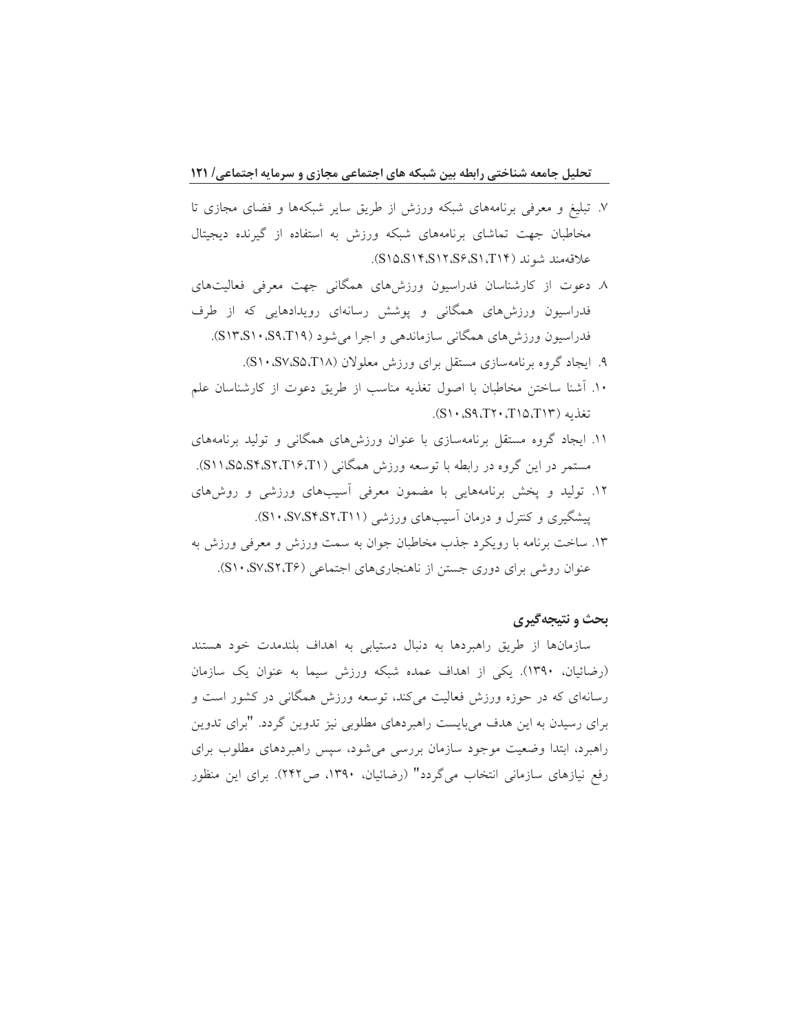۷. تبلیغ و معرفی برنامه‌های شبکه ورزش از طریق سایر شبکه‌ها و فضای مجازی تا مخاطبان جهت تماشای برنامه‌های شبکه ورزش به استفاده از گیرنده دیجیتال علاقه‌مند شوند (S۱۵،S۱۴،S۱۲،S۶،S۱،T۱۴).

۸. دعوت از کارشناسان فدراسیون ورزش‌های همگانی جهت معرفی فعالیت‌های فدراسیون ورزش‌های همگانی و پوشش رسانه‌ای رویدادهایی که از طرف فدراسیون ورزش‌های همگانی سازماندهی و اجرا می‌شود (S۱۳،S۱۰،S۹،T۱۹).

۹. ایجاد گروه برنامه‌سازی مستقل برای ورزش معلولان (S۱۰،S۷،S۵،T۱۸).

۱۰. آشنا ساختن مخاطبان با اصول تغذیه مناسب از طریق دعوت از کارشناسان علم تغذیه (S۱۰،S۹،T۲۰،T۱۵،T۱۳).

۱۱. ایجاد گروه مستقل برنامه‌سازی با عنوان ورزش‌های همگانی و تولید برنامه‌های مستمر در این گروه در رابطه با توسعه ورزش همگانی (S۱۱،S۵،S۴،S۲،T۱۶،T۱).

۱۲. تولید و پخش برنامه‌هایی با مضمون معرفی آسیب‌های ورزشی و روش‌های پیشگیری و کنترل و درمان آسیب‌های ورزشی (S۱۰،S۷،S۴،S۲،T۱۱).

۱۳. ساخت برنامه با رویکرد جذب مخاطبان جوان به سمت ورزش و معرفی ورزش به عنوان روشی برای دوری جستن از ناهنجاری‌های اجتماعی (S۱۰،S۷،S۲،T۶).

## بحث و نتیجه‌گیری

سازمان‌ها از طریق راهبردها به دنبال دستیابی به اهداف بلندمدت خود هستند (رضائیان، ۱۳۹۰). یکی از اهداف عمده شبکه ورزش سیما به عنوان یک سازمان رسانه‌ای که در حوزه ورزش فعالیت می‌کند، توسعه ورزش همگانی در کشور است و برای رسیدن به این هدف می‌بایست راهبردهای مطلوبی نیز تدوین گردد. "برای تدوین راهبرد، ابتدا وضعیت موجود سازمان بررسی می‌شود، سپس راهبردهای مطلوب برای رفع نیازهای سازمانی انتخاب می‌گردد" (رضائیان، ۱۳۹۰، ص۲۴۲). برای این منظور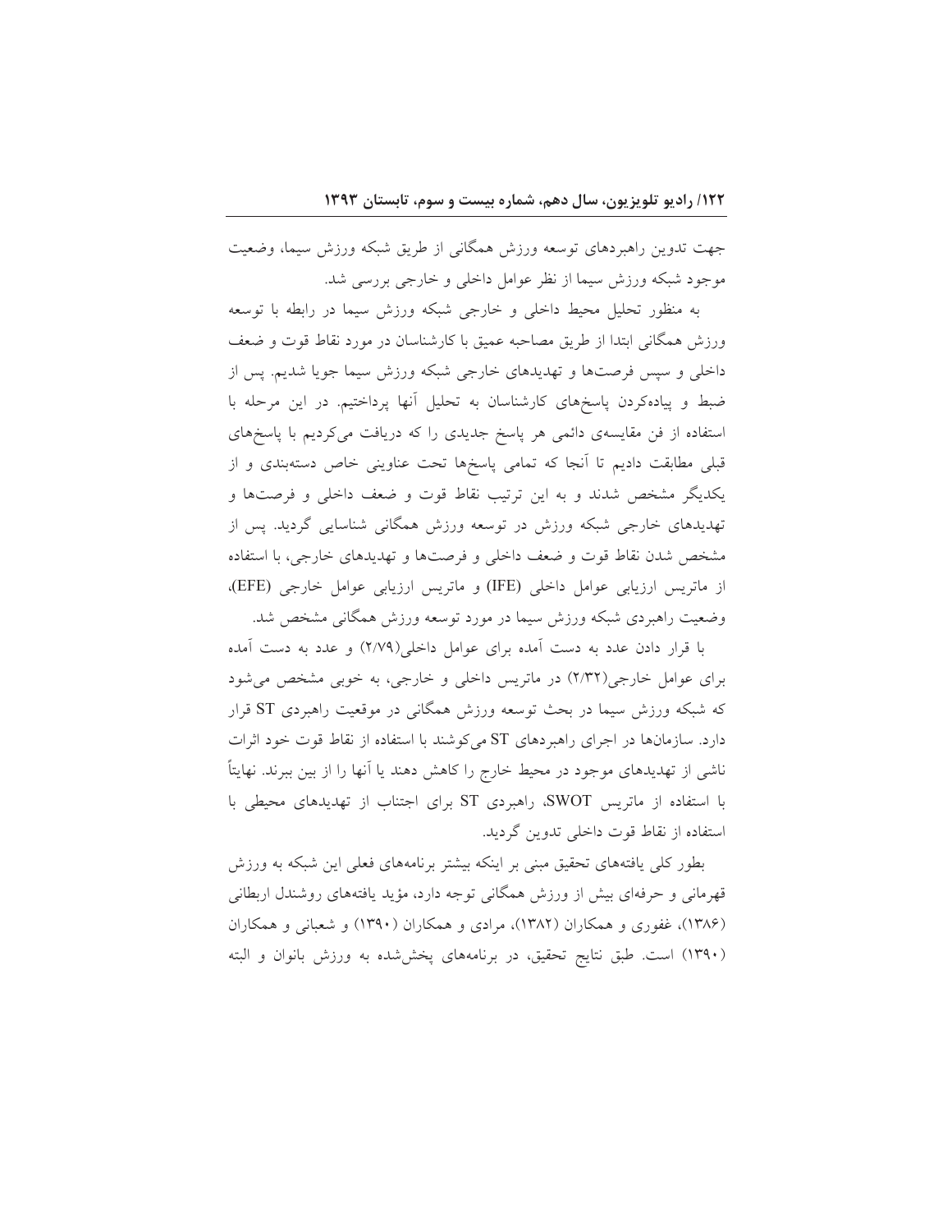جهت تدوین راهبردهای توسعه ورزش همگانی از طریق شبکه ورزش سیما، وضعیت موجود شبکه ورزش سیما از نظر عوامل داخلی و خارجی بررسی شد.

به منظور تحلیل محیط داخلی و خارجی شبکه ورزش سیما در رابطه با توسعه ورزش همگانی ابتدا از طریق مصاحبه عمیق با کارشناسان در مورد نقاط قوت و ضعف داخلی و سپس فرصت‌ها و تهدیدهای خارجی شبکه ورزش سیما جویا شدیم. پس از ضبط و پیاده‌کردن پاسخ‌های کارشناسان به تحلیل آنها پرداختیم. در این مرحله با استفاده از فن مقایسه‌ی دائمی هر پاسخ جدیدی را که دریافت می‌کردیم با پاسخ‌های قبلی مطابقت دادیم تا آنجا که تمامی پاسخ‌ها تحت عناوینی خاص دسته‌بندی و از یکدیگر مشخص شدند و به این ترتیب نقاط قوت و ضعف داخلی و فرصت‌ها و تهدیدهای خارجی شبکه ورزش در توسعه ورزش همگانی شناسایی گردید. پس از مشخص شدن نقاط قوت و ضعف داخلی و فرصت‌ها و تهدیدهای خارجی، با استفاده از ماتریس ارزیابی عوامل داخلی (IFE) و ماتریس ارزیابی عوامل خارجی (EFE)، وضعیت راهبردی شبکه ورزش سیما در مورد توسعه ورزش همگانی مشخص شد.

با قرار دادن عدد به دست آمده برای عوامل داخلی(۲/۷۹) و عدد به دست آمده برای عوامل خارجی(۲/۳۲) در ماتریس داخلی و خارجی، به خوبی مشخص می‌شود که شبکه ورزش سیما در بحث توسعه ورزش همگانی در موقعیت راهبردی ST قرار دارد. سازمان‌ها در اجرای راهبردهای ST می‌کوشند با استفاده از نقاط قوت خود اثرات ناشی از تهدیدهای موجود در محیط خارج را کاهش دهند یا آنها را از بین ببرند. نهایتاً با استفاده از ماتریس SWOT، راهبردی ST برای اجتناب از تهدیدهای محیطی با استفاده از نقاط قوت داخلی تدوین گردید.

بطور کلی یافته‌های تحقیق مبنی بر اینکه بیشتر برنامه‌های فعلی این شبکه به ورزش قهرمانی و حرفه‌ای بیش از ورزش همگانی توجه دارد، مؤید یافته‌های روشندل اربطانی (۱۳۸۶)، غفوری و همکاران (۱۳۸۲)، مرادی و همکاران (۱۳۹۰) و شعبانی و همکاران (۱۳۹۰) است. طبق نتایج تحقیق، در برنامه‌های پخش‌شده به ورزش بانوان و البته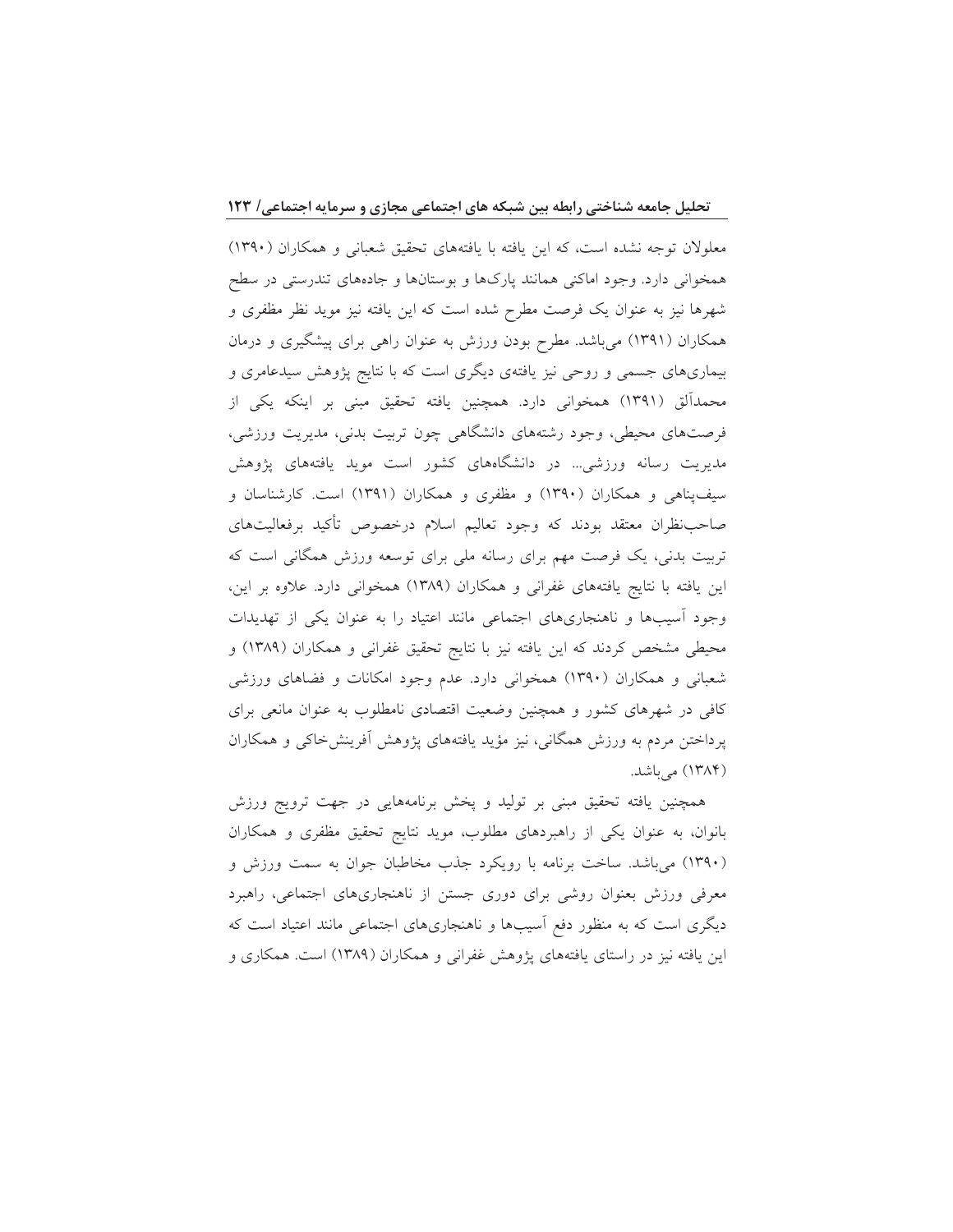معلولان توجه نشده است، که این یافته با یافته‌های تحقیق شعبانی و همکاران (۱۳۹۰) همخوانی دارد. وجود اماکنی همانند پارک‌ها و بوستان‌ها و جاده‌های تندرستی در سطح شهرها نیز به عنوان یک فرصت مطرح شده است که این یافته نیز موید نظر مظفری و همکاران (۱۳۹۱) می‌باشد. مطرح بودن ورزش به عنوان راهی برای پیشگیری و درمان بیماری‌های جسمی و روحی نیز یافته‌ی دیگری است که با نتایج پژوهش سیدعامری و محمدآلق (۱۳۹۱) همخوانی دارد. همچنین یافته تحقیق مبنی بر اینکه یکی از فرصت‌های محیطی، وجود رشته‌های دانشگاهی چون تربیت بدنی، مدیریت ورزشی، مدیریت رسانه ورزشی... در دانشگاه‌های کشور است موید یافته‌های پژوهش سیف‌پناهی و همکاران (۱۳۹۰) و مظفری و همکاران (۱۳۹۱) است. کارشناسان و صاحب‌نظران معتقد بودند که وجود تعالیم اسلام درخصوص تأکید برفعالیت‌های تربیت بدنی، یک فرصت مهم برای رسانه ملی برای توسعه ورزش همگانی است که این یافته با نتایج یافته‌های غفرانی و همکاران (۱۳۸۹) همخوانی دارد. علاوه بر این، وجود آسیب‌ها و ناهنجاری‌های اجتماعی مانند اعتیاد را به عنوان یکی از تهدیدات محیطی مشخص کردند که این یافته نیز با نتایج تحقیق غفرانی و همکاران (۱۳۸۹) و شعبانی و همکاران (۱۳۹۰) همخوانی دارد. عدم وجود امکانات و فضاهای ورزشی کافی در شهرهای کشور و همچنین وضعیت اقتصادی نامطلوب به عنوان مانعی برای پرداختن مردم به ورزش همگانی، نیز مؤید یافته‌های پژوهش آفرینش‌خاکی و همکاران (۱۳۸۴) می‌باشد.

همچنین یافته تحقیق مبنی بر تولید و پخش برنامه‌هایی در جهت ترویج ورزش بانوان، به عنوان یکی از راهبردهای مطلوب، موید نتایج تحقیق مظفری و همکاران (۱۳۹۰) می‌باشد. ساخت برنامه با رویکرد جذب مخاطبان جوان به سمت ورزش و معرفی ورزش بعنوان روشی برای دوری جستن از ناهنجاری‌های اجتماعی، راهبرد دیگری است که به منظور دفع آسیب‌ها و ناهنجاری‌های اجتماعی مانند اعتیاد است که این یافته نیز در راستای یافته‌های پژوهش غفرانی و همکاران (۱۳۸۹) است. همکاری و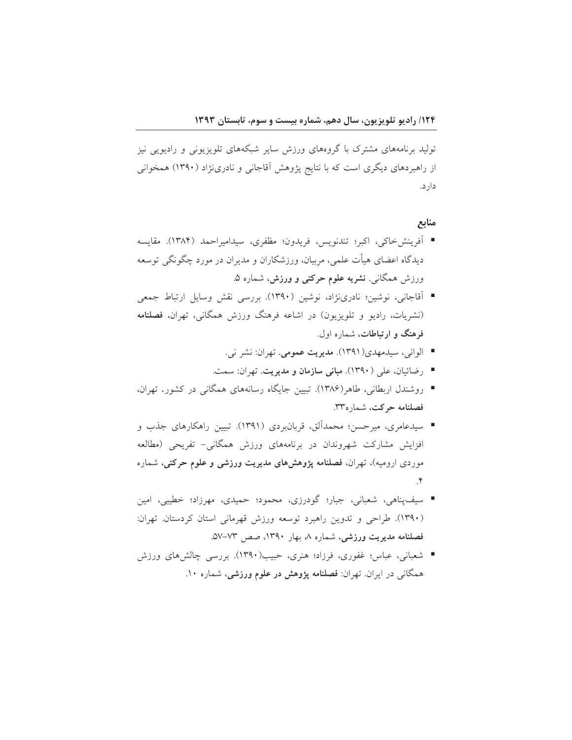تولید برنامه‌های مشترک با گروه‌های ورزش سایر شبکه‌های تلویزیونی و رادیویی نیز از راهبردهای دیگری است که با نتایج پژوهش آقاجانی و نادری‌نژاد (۱۳۹۰) همخوانی دارد.

## منابع

- آفرینش‌خاکی، اکبر؛ تندنویس، فریدون؛ مظفری، سیدامیراحمد (۱۳۸۴). مقایسه دیدگاه اعضای هیأت علمی، مربیان، ورزشکاران و مدیران در مورد چگونگی توسعه ورزش همگانی. **نشریه علوم حرکتی و ورزش**، شماره ۵.
- آقاجانی، نوشین؛ نادری‌نژاد، نوشین (۱۳۹۰). بررسی نقش وسایل ارتباط جمعی (نشریات، رادیو و تلویزیون) در اشاعه فرهنگ ورزش همگانی، تهران، **فصلنامه فرهنگ و ارتباطات**، شماره اول.
- الوانی، سیدمهدی(۱۳۹۱). **مدیریت عمومی**. تهران: نشر نی.
- رضائیان، علی (۱۳۹۰). **مبانی سازمان و مدیریت**. تهران: سمت.
- روشندل اربطانی، طاهر(۱۳۸۶). تبیین جایگاه رسانه‌های همگانی در کشور. تهران، **فصلنامه حرکت**، شماره۳۳.
- سیدعامری، میرحسن؛ محمدآلق، قربان‌بردی (۱۳۹۱). تبیین راهکارهای جذب و افزایش مشارکت شهروندان در برنامه‌های ورزش همگانی- تفریحی (مطالعه موردی ارومیه)، تهران، **فصلنامه پژوهش‌های مدیریت ورزشی و علوم حرکتی**، شماره ۴.
- سیف‌پناهی، شعبانی، جبار؛ گودرزی، محمود؛ حمیدی، مهرزاد؛ خطیبی، امین (۱۳۹۰). طراحی و تدوین راهبرد توسعه ورزش قهرمانی استان کردستان. تهران: **فصلنامه مدیریت ورزشی**، شماره ۸، بهار ۱۳۹۰، صص ۷۳-۵۷.
- شعبانی، عباس؛ غفوری، فرزاد؛ هنری، حبیب(۱۳۹۰). بررسی چالش‌های ورزش همگانی در ایران. تهران: **فصلنامه پژوهش در علوم ورزشی**، شماره ۱۰.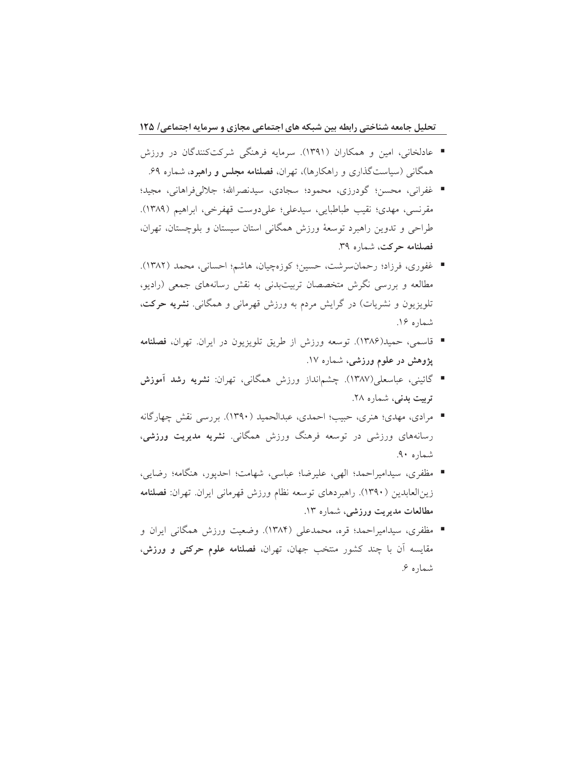- عادلخانی، امین و همکاران (۱۳۹۱). سرمایه فرهنگی شرکت‌کنندگان در ورزش همگانی (سیاست‌گذاری و راهکارها)، تهران، **فصلنامه مجلس و راهبرد**، شماره ۶۹.
- غفرانی، محسن؛ گودرزی، محمود؛ سجادی، سیدنصرالله؛ جلالی‌فراهانی، مجید؛ مقرنسی، مهدی؛ نقیب طباطبایی، سیدعلی؛ علی‌دوست قهفرخی، ابراهیم (۱۳۸۹). طراحی و تدوین راهبرد توسعهٔ ورزش همگانی استان سیستان و بلوچستان، تهران، **فصلنامه حرکت**، شماره ۳۹.
- غفوری، فرزاد؛ رحمان‌سرشت، حسین؛ کوزه‌چیان، هاشم؛ احسانی، محمد (۱۳۸۲). مطالعه و بررسی نگرش متخصصان تربیت‌بدنی به نقش رسانه‌های جمعی (رادیو، تلویزیون و نشریات) در گرایش مردم به ورزش قهرمانی و همگانی. **نشریه حرکت**، شماره ۱۶.
- قاسمی، حمید(۱۳۸۶). توسعه ورزش از طریق تلویزیون در ایران. تهران، **فصلنامه پژوهش در علوم ورزشی**، شماره ۱۷.
- گائینی، عباسعلی(۱۳۸۷). چشم‌انداز ورزش همگانی، تهران: **نشریه رشد آموزش تربیت بدنی**، شماره ۲۸.
- مرادی، مهدی؛ هنری، حبیب؛ احمدی، عبدالحمید (۱۳۹۰). بررسی نقش چهارگانه رسانه‌های ورزشی در توسعه فرهنگ ورزش همگانی. **نشریه مدیریت ورزشی**، شماره ۹۰.
- مظفری، سیدامیراحمد؛ الهی، علیرضا؛ عباسی، شهامت؛ احدپور، هنگامه؛ رضایی، زین‌العابدین (۱۳۹۰). راهبردهای توسعه نظام ورزش قهرمانی ایران. تهران: **فصلنامه مطالعات مدیریت ورزشی**، شماره ۱۳.
- مظفری، سیدامیراحمد؛ قره، محمدعلی (۱۳۸۴). وضعیت ورزش همگانی ایران و مقایسه آن با چند کشور منتخب جهان، تهران، **فصلنامه علوم حرکتی و ورزش**، شماره ۶.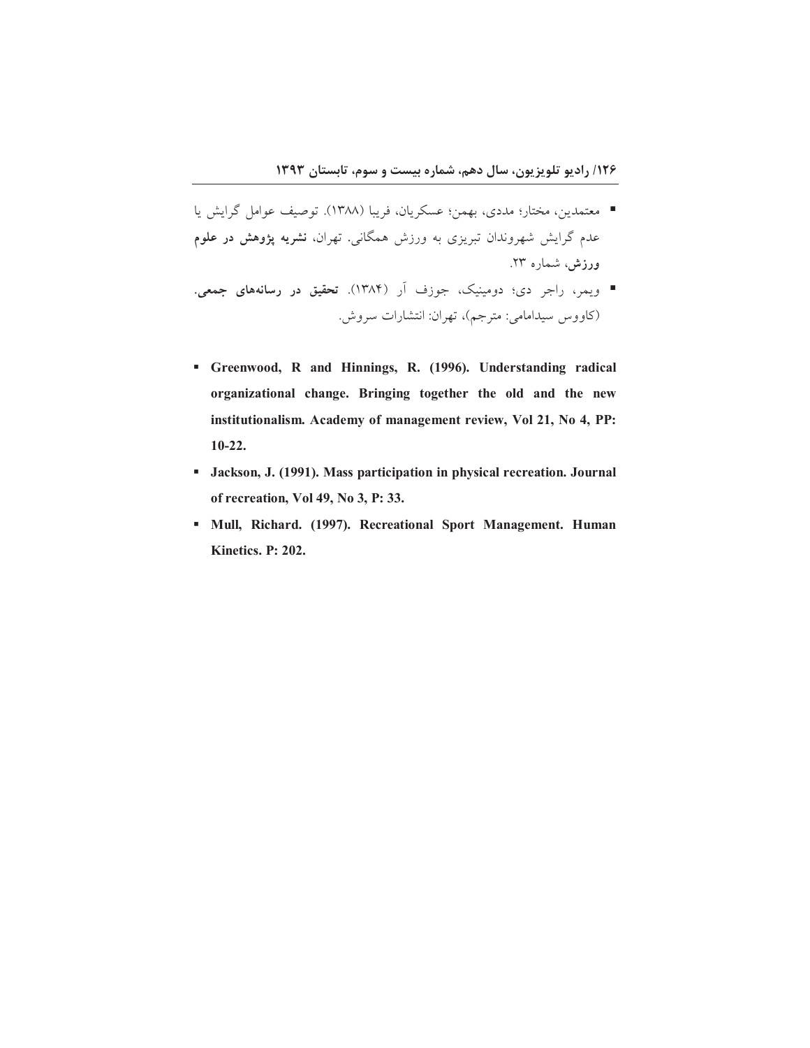- معتمدین، مختار؛ مددی، بهمن؛ عسکریان، فریبا (۱۳۸۸). توصیف عوامل گرایش یا عدم گرایش شهروندان تبریزی به ورزش همگانی. تهران، **نشریه پژوهش در علوم ورزش**، شماره ۲۳.
- ویمر، راجر دی؛ دومینیک، جوزف آر (۱۳۸۴). **تحقیق در رسانه‌های جمعی**. (کاووس سیدامامی: مترجم)، تهران: انتشارات سروش.

- **Greenwood, R and Hinnings, R. (1996). Understanding radical organizational change. Bringing together the old and the new institutionalism. Academy of management review, Vol 21, No 4, PP: 10-22.**
- **Jackson, J. (1991). Mass participation in physical recreation. Journal of recreation, Vol 49, No 3, P: 33.**
- **Mull, Richard. (1997). Recreational Sport Management. Human Kinetics. P: 202.**